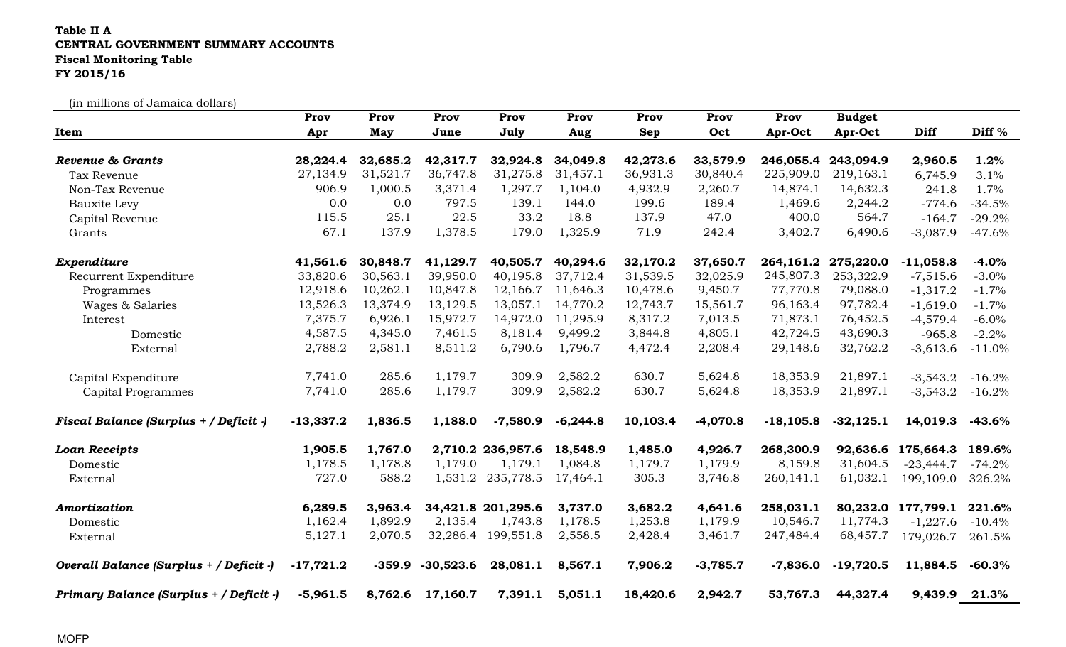**Table II A**
**CENTRAL GOVERNMENT SUMMARY ACCOUNTS**
**Fiscal Monitoring Table**
**FY 2015/16**

(in millions of Jamaica dollars)

| Item | Prov Apr | Prov May | Prov June | Prov July | Prov Aug | Prov Sep | Prov Oct | Prov Apr-Oct | Budget Apr-Oct | Diff | Diff % |
|---|---|---|---|---|---|---|---|---|---|---|---|
| ***Revenue & Grants*** | **28,224.4** | **32,685.2** | **42,317.7** | **32,924.8** | **34,049.8** | **42,273.6** | **33,579.9** | **246,055.4** | **243,094.9** | **2,960.5** | **1.2%** |
| Tax Revenue | 27,134.9 | 31,521.7 | 36,747.8 | 31,275.8 | 31,457.1 | 36,931.3 | 30,840.4 | 225,909.0 | 219,163.1 | 6,745.9 | 3.1% |
| Non-Tax Revenue | 906.9 | 1,000.5 | 3,371.4 | 1,297.7 | 1,104.0 | 4,932.9 | 2,260.7 | 14,874.1 | 14,632.3 | 241.8 | 1.7% |
| Bauxite Levy | 0.0 | 0.0 | 797.5 | 139.1 | 144.0 | 199.6 | 189.4 | 1,469.6 | 2,244.2 | -774.6 | -34.5% |
| Capital Revenue | 115.5 | 25.1 | 22.5 | 33.2 | 18.8 | 137.9 | 47.0 | 400.0 | 564.7 | -164.7 | -29.2% |
| Grants | 67.1 | 137.9 | 1,378.5 | 179.0 | 1,325.9 | 71.9 | 242.4 | 3,402.7 | 6,490.6 | -3,087.9 | -47.6% |
| ***Expenditure*** | **41,561.6** | **30,848.7** | **41,129.7** | **40,505.7** | **40,294.6** | **32,170.2** | **37,650.7** | **264,161.2** | **275,220.0** | **-11,058.8** | **-4.0%** |
| Recurrent Expenditure | 33,820.6 | 30,563.1 | 39,950.0 | 40,195.8 | 37,712.4 | 31,539.5 | 32,025.9 | 245,807.3 | 253,322.9 | -7,515.6 | -3.0% |
| Programmes | 12,918.6 | 10,262.1 | 10,847.8 | 12,166.7 | 11,646.3 | 10,478.6 | 9,450.7 | 77,770.8 | 79,088.0 | -1,317.2 | -1.7% |
| Wages & Salaries | 13,526.3 | 13,374.9 | 13,129.5 | 13,057.1 | 14,770.2 | 12,743.7 | 15,561.7 | 96,163.4 | 97,782.4 | -1,619.0 | -1.7% |
| Interest | 7,375.7 | 6,926.1 | 15,972.7 | 14,972.0 | 11,295.9 | 8,317.2 | 7,013.5 | 71,873.1 | 76,452.5 | -4,579.4 | -6.0% |
| Domestic | 4,587.5 | 4,345.0 | 7,461.5 | 8,181.4 | 9,499.2 | 3,844.8 | 4,805.1 | 42,724.5 | 43,690.3 | -965.8 | -2.2% |
| External | 2,788.2 | 2,581.1 | 8,511.2 | 6,790.6 | 1,796.7 | 4,472.4 | 2,208.4 | 29,148.6 | 32,762.2 | -3,613.6 | -11.0% |
| Capital Expenditure | 7,741.0 | 285.6 | 1,179.7 | 309.9 | 2,582.2 | 630.7 | 5,624.8 | 18,353.9 | 21,897.1 | -3,543.2 | -16.2% |
| Capital Programmes | 7,741.0 | 285.6 | 1,179.7 | 309.9 | 2,582.2 | 630.7 | 5,624.8 | 18,353.9 | 21,897.1 | -3,543.2 | -16.2% |
| ***Fiscal Balance (Surplus + / Deficit -)*** | **-13,337.2** | **1,836.5** | **1,188.0** | **-7,580.9** | **-6,244.8** | **10,103.4** | **-4,070.8** | **-18,105.8** | **-32,125.1** | **14,019.3** | **-43.6%** |
| ***Loan Receipts*** | **1,905.5** | **1,767.0** | **2,710.2** | **236,957.6** | **18,548.9** | **1,485.0** | **4,926.7** | **268,300.9** | **92,636.6** | **175,664.3** | **189.6%** |
| Domestic | 1,178.5 | 1,178.8 | 1,179.0 | 1,179.1 | 1,084.8 | 1,179.7 | 1,179.9 | 8,159.8 | 31,604.5 | -23,444.7 | -74.2% |
| External | 727.0 | 588.2 | 1,531.2 | 235,778.5 | 17,464.1 | 305.3 | 3,746.8 | 260,141.1 | 61,032.1 | 199,109.0 | 326.2% |
| ***Amortization*** | **6,289.5** | **3,963.4** | **34,421.8** | **201,295.6** | **3,737.0** | **3,682.2** | **4,641.6** | **258,031.1** | **80,232.0** | **177,799.1** | **221.6%** |
| Domestic | 1,162.4 | 1,892.9 | 2,135.4 | 1,743.8 | 1,178.5 | 1,253.8 | 1,179.9 | 10,546.7 | 11,774.3 | -1,227.6 | -10.4% |
| External | 5,127.1 | 2,070.5 | 32,286.4 | 199,551.8 | 2,558.5 | 2,428.4 | 3,461.7 | 247,484.4 | 68,457.7 | 179,026.7 | 261.5% |
| ***Overall Balance (Surplus + / Deficit -)*** | **-17,721.2** | **-359.9** | **-30,523.6** | **28,081.1** | **8,567.1** | **7,906.2** | **-3,785.7** | **-7,836.0** | **-19,720.5** | **11,884.5** | **-60.3%** |
| ***Primary Balance (Surplus + / Deficit -)*** | **-5,961.5** | **8,762.6** | **17,160.7** | **7,391.1** | **5,051.1** | **18,420.6** | **2,942.7** | **53,767.3** | **44,327.4** | **9,439.9** | **21.3%** |

MOFP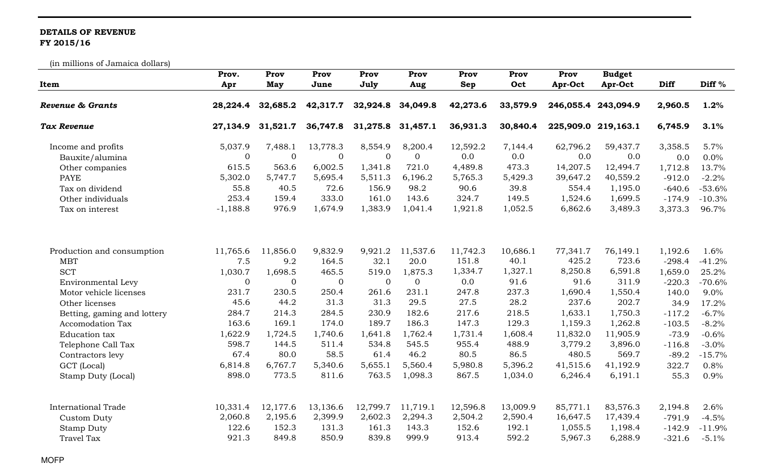**DETAILS OF REVENUE**
**FY 2015/16**

(in millions of Jamaica dollars)

| Item | Prov. Apr | Prov May | Prov June | Prov July | Prov Aug | Prov Sep | Prov Oct | Prov Apr-Oct | Budget Apr-Oct | Diff | Diff % |
|---|---|---|---|---|---|---|---|---|---|---|---|
| ***Revenue & Grants*** | **28,224.4** | **32,685.2** | **42,317.7** | **32,924.8** | **34,049.8** | **42,273.6** | **33,579.9** | **246,055.4** | **243,094.9** | **2,960.5** | **1.2%** |
| ***Tax Revenue*** | **27,134.9** | **31,521.7** | **36,747.8** | **31,275.8** | **31,457.1** | **36,931.3** | **30,840.4** | **225,909.0** | **219,163.1** | **6,745.9** | **3.1%** |
| Income and profits | 5,037.9 | 7,488.1 | 13,778.3 | 8,554.9 | 8,200.4 | 12,592.2 | 7,144.4 | 62,796.2 | 59,437.7 | 3,358.5 | 5.7% |
| Bauxite/alumina | 0 | 0 | 0 | 0 | 0 | 0.0 | 0.0 | 0.0 | 0.0 | 0.0 | 0.0% |
| Other companies | 615.5 | 563.6 | 6,002.5 | 1,341.8 | 721.0 | 4,489.8 | 473.3 | 14,207.5 | 12,494.7 | 1,712.8 | 13.7% |
| PAYE | 5,302.0 | 5,747.7 | 5,695.4 | 5,511.3 | 6,196.2 | 5,765.3 | 5,429.3 | 39,647.2 | 40,559.2 | -912.0 | -2.2% |
| Tax on dividend | 55.8 | 40.5 | 72.6 | 156.9 | 98.2 | 90.6 | 39.8 | 554.4 | 1,195.0 | -640.6 | -53.6% |
| Other individuals | 253.4 | 159.4 | 333.0 | 161.0 | 143.6 | 324.7 | 149.5 | 1,524.6 | 1,699.5 | -174.9 | -10.3% |
| Tax on interest | -1,188.8 | 976.9 | 1,674.9 | 1,383.9 | 1,041.4 | 1,921.8 | 1,052.5 | 6,862.6 | 3,489.3 | 3,373.3 | 96.7% |
| Production and consumption | 11,765.6 | 11,856.0 | 9,832.9 | 9,921.2 | 11,537.6 | 11,742.3 | 10,686.1 | 77,341.7 | 76,149.1 | 1,192.6 | 1.6% |
| MBT | 7.5 | 9.2 | 164.5 | 32.1 | 20.0 | 151.8 | 40.1 | 425.2 | 723.6 | -298.4 | -41.2% |
| SCT | 1,030.7 | 1,698.5 | 465.5 | 519.0 | 1,875.3 | 1,334.7 | 1,327.1 | 8,250.8 | 6,591.8 | 1,659.0 | 25.2% |
| Environmental Levy | 0 | 0 | 0 | 0 | 0 | 0.0 | 91.6 | 91.6 | 311.9 | -220.3 | -70.6% |
| Motor vehicle licenses | 231.7 | 230.5 | 250.4 | 261.6 | 231.1 | 247.8 | 237.3 | 1,690.4 | 1,550.4 | 140.0 | 9.0% |
| Other licenses | 45.6 | 44.2 | 31.3 | 31.3 | 29.5 | 27.5 | 28.2 | 237.6 | 202.7 | 34.9 | 17.2% |
| Betting, gaming and lottery | 284.7 | 214.3 | 284.5 | 230.9 | 182.6 | 217.6 | 218.5 | 1,633.1 | 1,750.3 | -117.2 | -6.7% |
| Accomodation Tax | 163.6 | 169.1 | 174.0 | 189.7 | 186.3 | 147.3 | 129.3 | 1,159.3 | 1,262.8 | -103.5 | -8.2% |
| Education tax | 1,622.9 | 1,724.5 | 1,740.6 | 1,641.8 | 1,762.4 | 1,731.4 | 1,608.4 | 11,832.0 | 11,905.9 | -73.9 | -0.6% |
| Telephone Call Tax | 598.7 | 144.5 | 511.4 | 534.8 | 545.5 | 955.4 | 488.9 | 3,779.2 | 3,896.0 | -116.8 | -3.0% |
| Contractors levy | 67.4 | 80.0 | 58.5 | 61.4 | 46.2 | 80.5 | 86.5 | 480.5 | 569.7 | -89.2 | -15.7% |
| GCT (Local) | 6,814.8 | 6,767.7 | 5,340.6 | 5,655.1 | 5,560.4 | 5,980.8 | 5,396.2 | 41,515.6 | 41,192.9 | 322.7 | 0.8% |
| Stamp Duty (Local) | 898.0 | 773.5 | 811.6 | 763.5 | 1,098.3 | 867.5 | 1,034.0 | 6,246.4 | 6,191.1 | 55.3 | 0.9% |
| International Trade | 10,331.4 | 12,177.6 | 13,136.6 | 12,799.7 | 11,719.1 | 12,596.8 | 13,009.9 | 85,771.1 | 83,576.3 | 2,194.8 | 2.6% |
| Custom Duty | 2,060.8 | 2,195.6 | 2,399.9 | 2,602.3 | 2,294.3 | 2,504.2 | 2,590.4 | 16,647.5 | 17,439.4 | -791.9 | -4.5% |
| Stamp Duty | 122.6 | 152.3 | 131.3 | 161.3 | 143.3 | 152.6 | 192.1 | 1,055.5 | 1,198.4 | -142.9 | -11.9% |
| Travel Tax | 921.3 | 849.8 | 850.9 | 839.8 | 999.9 | 913.4 | 592.2 | 5,967.3 | 6,288.9 | -321.6 | -5.1% |

MOFP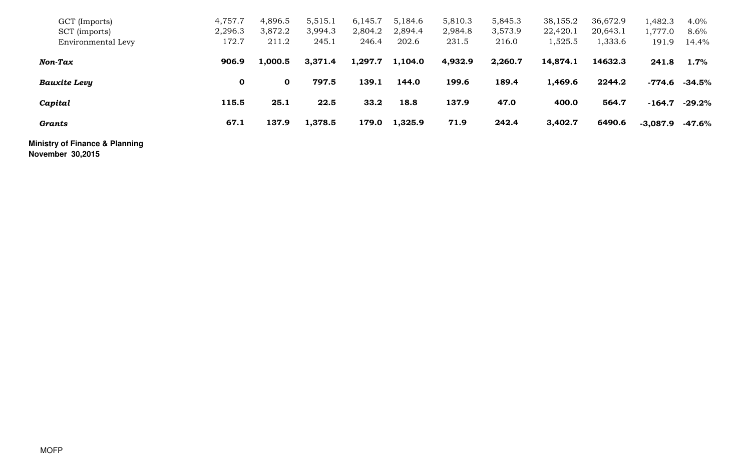| | | | | | | | | | | | |
|---|---|---|---|---|---|---|---|---|---|---|---|
| GCT (Imports) | 4,757.7 | 4,896.5 | 5,515.1 | 6,145.7 | 5,184.6 | 5,810.3 | 5,845.3 | 38,155.2 | 36,672.9 | 1,482.3 | 4.0% |
| SCT (imports) | 2,296.3 | 3,872.2 | 3,994.3 | 2,804.2 | 2,894.4 | 2,984.8 | 3,573.9 | 22,420.1 | 20,643.1 | 1,777.0 | 8.6% |
| Environmental Levy | 172.7 | 211.2 | 245.1 | 246.4 | 202.6 | 231.5 | 216.0 | 1,525.5 | 1,333.6 | 191.9 | 14.4% |
| ***Non-Tax*** | **906.9** | **1,000.5** | **3,371.4** | **1,297.7** | **1,104.0** | **4,932.9** | **2,260.7** | **14,874.1** | **14632.3** | **241.8** | **1.7%** |
| ***Bauxite Levy*** | **0** | **0** | **797.5** | **139.1** | **144.0** | **199.6** | **189.4** | **1,469.6** | **2244.2** | **-774.6** | **-34.5%** |
| ***Capital*** | **115.5** | **25.1** | **22.5** | **33.2** | **18.8** | **137.9** | **47.0** | **400.0** | **564.7** | **-164.7** | **-29.2%** |
| ***Grants*** | **67.1** | **137.9** | **1,378.5** | **179.0** | **1,325.9** | **71.9** | **242.4** | **3,402.7** | **6490.6** | **-3,087.9** | **-47.6%** |

**Ministry of Finance & Planning**
**November 30,2015**